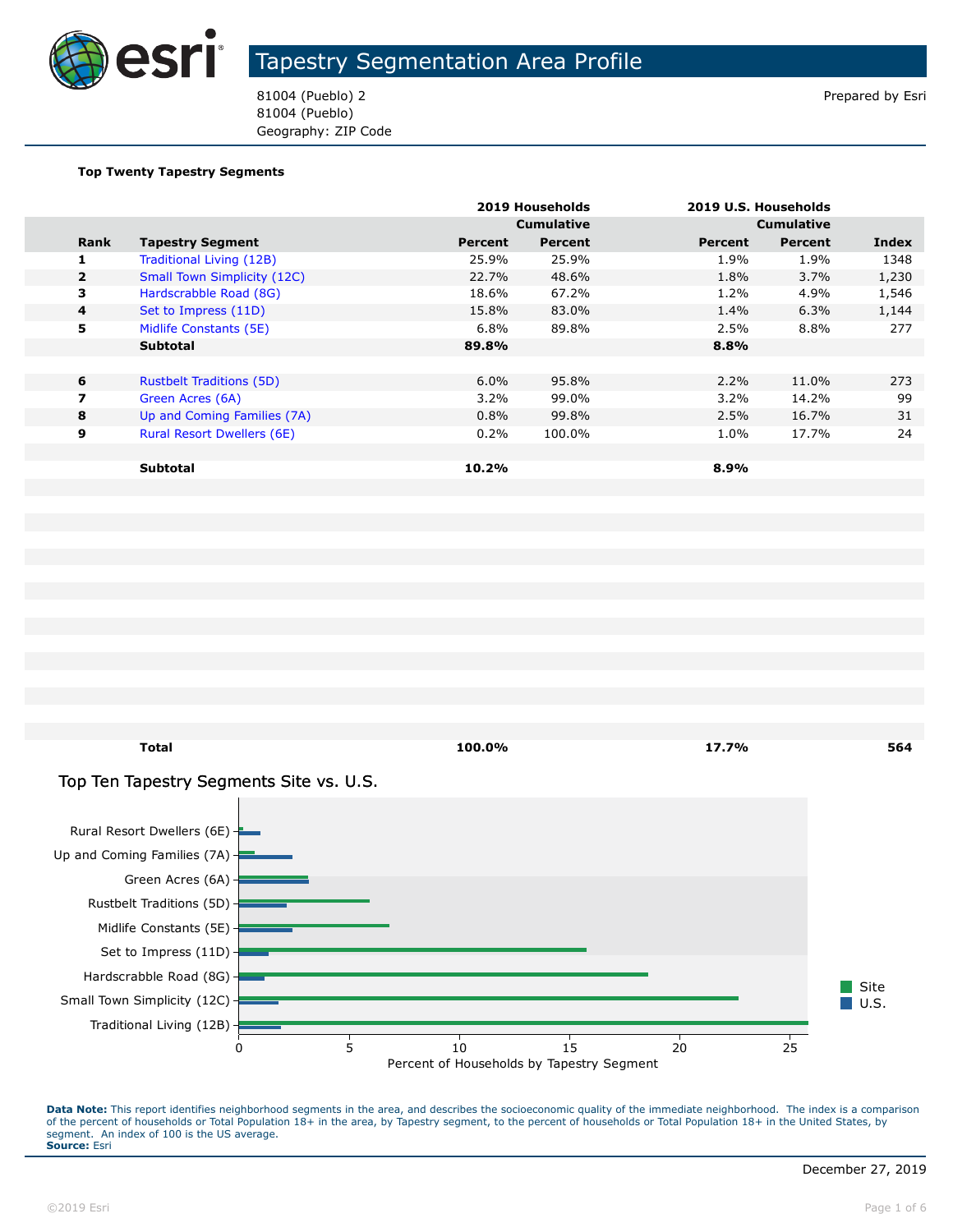# Tapestry Segmentation Area Profile

81004 (Pueblo) 2
81004 (Pueblo)
Geography: ZIP Code

Prepared by Esri

**Top Twenty Tapestry Segments**

| | | 2019 Households | | 2019 U.S. Households | | |
|---|---|---|---|---|---|---|
| | | | Cumulative | | Cumulative | |
| **Rank** | **Tapestry Segment** | **Percent** | **Percent** | **Percent** | **Percent** | **Index** |
| 1 | Traditional Living (12B) | 25.9% | 25.9% | 1.9% | 1.9% | 1348 |
| 2 | Small Town Simplicity (12C) | 22.7% | 48.6% | 1.8% | 3.7% | 1,230 |
| 3 | Hardscrabble Road (8G) | 18.6% | 67.2% | 1.2% | 4.9% | 1,546 |
| 4 | Set to Impress (11D) | 15.8% | 83.0% | 1.4% | 6.3% | 1,144 |
| 5 | Midlife Constants (5E) | 6.8% | 89.8% | 2.5% | 8.8% | 277 |
| | **Subtotal** | **89.8%** | | **8.8%** | | |
| | | | | | | |
| 6 | Rustbelt Traditions (5D) | 6.0% | 95.8% | 2.2% | 11.0% | 273 |
| 7 | Green Acres (6A) | 3.2% | 99.0% | 3.2% | 14.2% | 99 |
| 8 | Up and Coming Families (7A) | 0.8% | 99.8% | 2.5% | 16.7% | 31 |
| 9 | Rural Resort Dwellers (6E) | 0.2% | 100.0% | 1.0% | 17.7% | 24 |
| | | | | | | |
| | **Subtotal** | **10.2%** | | **8.9%** | | |
| | | | | | | |
| | **Total** | **100.0%** | | **17.7%** | | **564** |

## Top Ten Tapestry Segments Site vs. U.S.

| Tapestry Segment | Site | U.S. |
|---|---|---|
| Rural Resort Dwellers (6E) | 0.2 | 1.0 |
| Up and Coming Families (7A) | 0.8 | 2.5 |
| Green Acres (6A) | 3.2 | 3.2 |
| Rustbelt Traditions (5D) | 6.0 | 2.2 |
| Midlife Constants (5E) | 6.8 | 2.5 |
| Set to Impress (11D) | 15.8 | 1.4 |
| Hardscrabble Road (8G) | 18.6 | 1.2 |
| Small Town Simplicity (12C) | 22.7 | 1.8 |
| Traditional Living (12B) | 25.9 | 1.9 |

Percent of Households by Tapestry Segment

**Data Note:** This report identifies neighborhood segments in the area, and describes the socioeconomic quality of the immediate neighborhood. The index is a comparison of the percent of households or Total Population 18+ in the area, by Tapestry segment, to the percent of households or Total Population 18+ in the United States, by segment. An index of 100 is the US average.
**Source:** Esri

December 27, 2019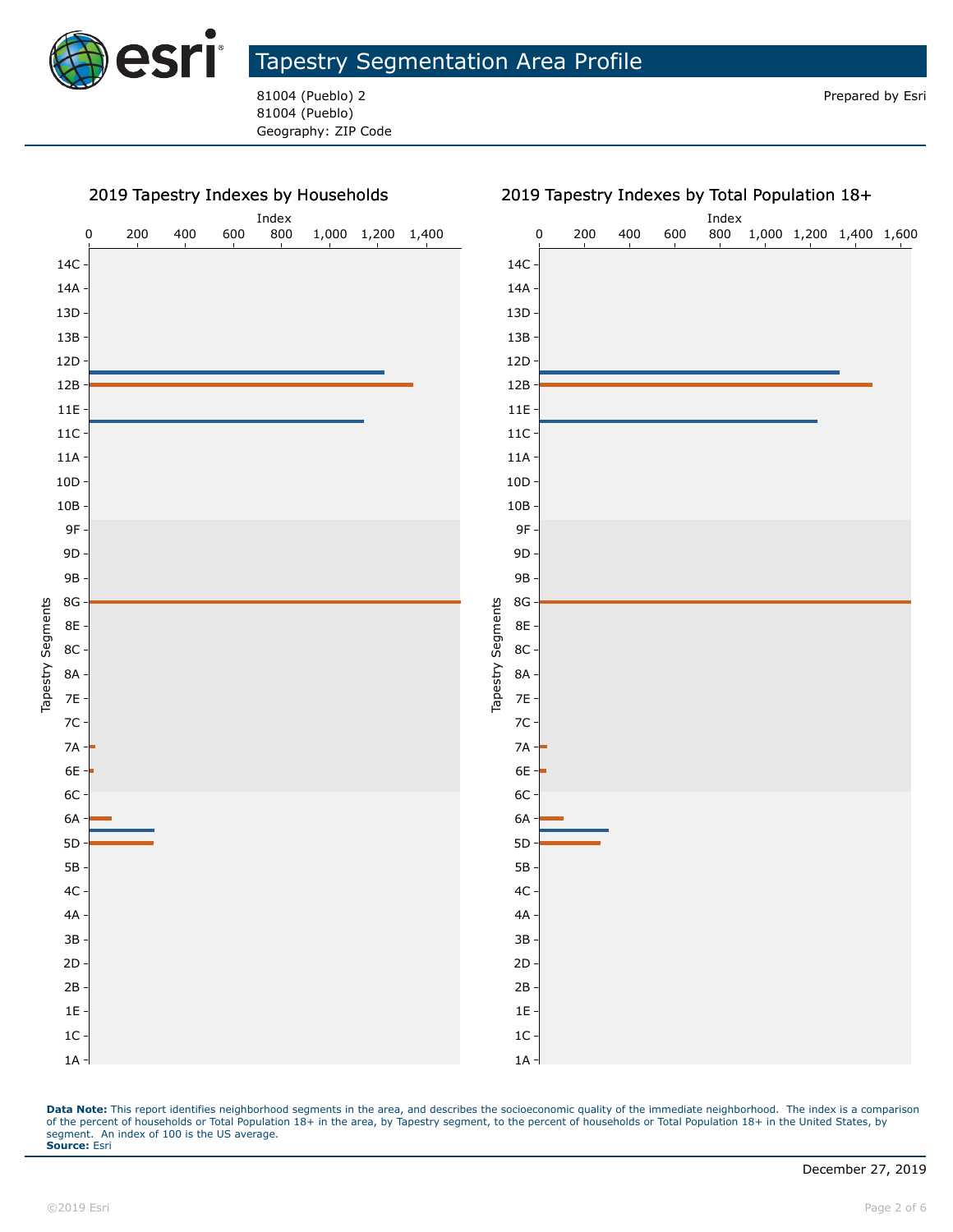# Tapestry Segmentation Area Profile

81004 (Pueblo) 2
81004 (Pueblo)
Geography: ZIP Code

Prepared by Esri

## 2019 Tapestry Indexes by Households

## 2019 Tapestry Indexes by Total Population 18+

**Data Note:** This report identifies neighborhood segments in the area, and describes the socioeconomic quality of the immediate neighborhood. The index is a comparison of the percent of households or Total Population 18+ in the area, by Tapestry segment, to the percent of households or Total Population 18+ in the United States, by segment. An index of 100 is the US average.
**Source:** Esri

December 27, 2019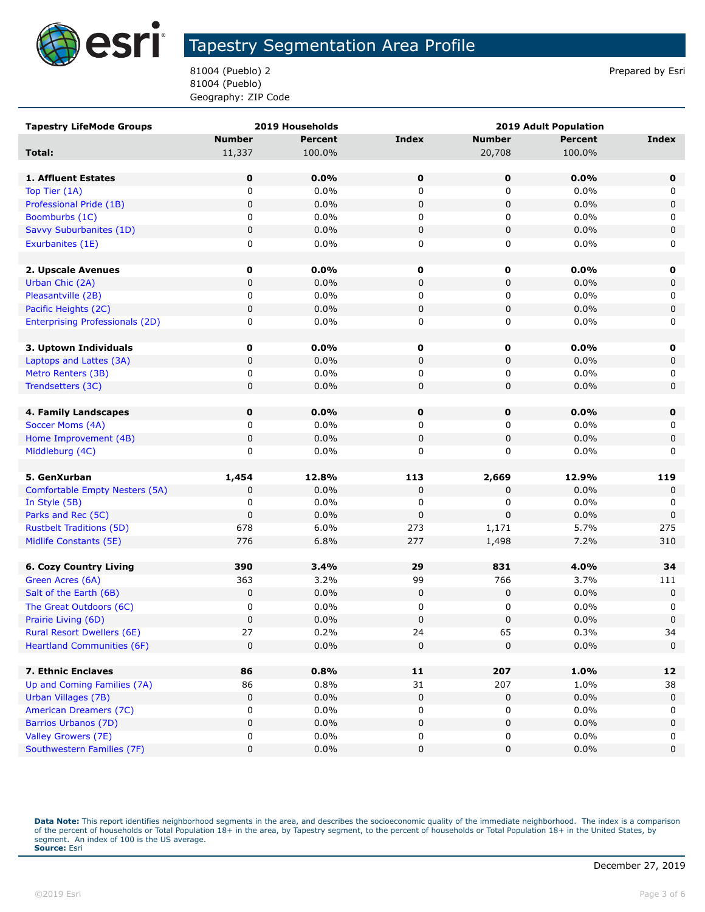# Tapestry Segmentation Area Profile

81004 (Pueblo) 2
81004 (Pueblo)
Geography: ZIP Code

Prepared by Esri

| Tapestry LifeMode Groups | 2019 Households | | | 2019 Adult Population | | |
|---|---|---|---|---|---|---|
| | Number | Percent | Index | Number | Percent | Index |
| **Total:** | 11,337 | 100.0% | | 20,708 | 100.0% | |
| | | | | | | |
| **1. Affluent Estates** | **0** | **0.0%** | **0** | **0** | **0.0%** | **0** |
| Top Tier (1A) | 0 | 0.0% | 0 | 0 | 0.0% | 0 |
| Professional Pride (1B) | 0 | 0.0% | 0 | 0 | 0.0% | 0 |
| Boomburbs (1C) | 0 | 0.0% | 0 | 0 | 0.0% | 0 |
| Savvy Suburbanites (1D) | 0 | 0.0% | 0 | 0 | 0.0% | 0 |
| Exurbanites (1E) | 0 | 0.0% | 0 | 0 | 0.0% | 0 |
| | | | | | | |
| **2. Upscale Avenues** | **0** | **0.0%** | **0** | **0** | **0.0%** | **0** |
| Urban Chic (2A) | 0 | 0.0% | 0 | 0 | 0.0% | 0 |
| Pleasantville (2B) | 0 | 0.0% | 0 | 0 | 0.0% | 0 |
| Pacific Heights (2C) | 0 | 0.0% | 0 | 0 | 0.0% | 0 |
| Enterprising Professionals (2D) | 0 | 0.0% | 0 | 0 | 0.0% | 0 |
| | | | | | | |
| **3. Uptown Individuals** | **0** | **0.0%** | **0** | **0** | **0.0%** | **0** |
| Laptops and Lattes (3A) | 0 | 0.0% | 0 | 0 | 0.0% | 0 |
| Metro Renters (3B) | 0 | 0.0% | 0 | 0 | 0.0% | 0 |
| Trendsetters (3C) | 0 | 0.0% | 0 | 0 | 0.0% | 0 |
| | | | | | | |
| **4. Family Landscapes** | **0** | **0.0%** | **0** | **0** | **0.0%** | **0** |
| Soccer Moms (4A) | 0 | 0.0% | 0 | 0 | 0.0% | 0 |
| Home Improvement (4B) | 0 | 0.0% | 0 | 0 | 0.0% | 0 |
| Middleburg (4C) | 0 | 0.0% | 0 | 0 | 0.0% | 0 |
| | | | | | | |
| **5. GenXurban** | **1,454** | **12.8%** | **113** | **2,669** | **12.9%** | **119** |
| Comfortable Empty Nesters (5A) | 0 | 0.0% | 0 | 0 | 0.0% | 0 |
| In Style (5B) | 0 | 0.0% | 0 | 0 | 0.0% | 0 |
| Parks and Rec (5C) | 0 | 0.0% | 0 | 0 | 0.0% | 0 |
| Rustbelt Traditions (5D) | 678 | 6.0% | 273 | 1,171 | 5.7% | 275 |
| Midlife Constants (5E) | 776 | 6.8% | 277 | 1,498 | 7.2% | 310 |
| | | | | | | |
| **6. Cozy Country Living** | **390** | **3.4%** | **29** | **831** | **4.0%** | **34** |
| Green Acres (6A) | 363 | 3.2% | 99 | 766 | 3.7% | 111 |
| Salt of the Earth (6B) | 0 | 0.0% | 0 | 0 | 0.0% | 0 |
| The Great Outdoors (6C) | 0 | 0.0% | 0 | 0 | 0.0% | 0 |
| Prairie Living (6D) | 0 | 0.0% | 0 | 0 | 0.0% | 0 |
| Rural Resort Dwellers (6E) | 27 | 0.2% | 24 | 65 | 0.3% | 34 |
| Heartland Communities (6F) | 0 | 0.0% | 0 | 0 | 0.0% | 0 |
| | | | | | | |
| **7. Ethnic Enclaves** | **86** | **0.8%** | **11** | **207** | **1.0%** | **12** |
| Up and Coming Families (7A) | 86 | 0.8% | 31 | 207 | 1.0% | 38 |
| Urban Villages (7B) | 0 | 0.0% | 0 | 0 | 0.0% | 0 |
| American Dreamers (7C) | 0 | 0.0% | 0 | 0 | 0.0% | 0 |
| Barrios Urbanos (7D) | 0 | 0.0% | 0 | 0 | 0.0% | 0 |
| Valley Growers (7E) | 0 | 0.0% | 0 | 0 | 0.0% | 0 |
| Southwestern Families (7F) | 0 | 0.0% | 0 | 0 | 0.0% | 0 |

**Data Note:** This report identifies neighborhood segments in the area, and describes the socioeconomic quality of the immediate neighborhood. The index is a comparison of the percent of households or Total Population 18+ in the area, by Tapestry segment, to the percent of households or Total Population 18+ in the United States, by segment. An index of 100 is the US average.
**Source:** Esri

December 27, 2019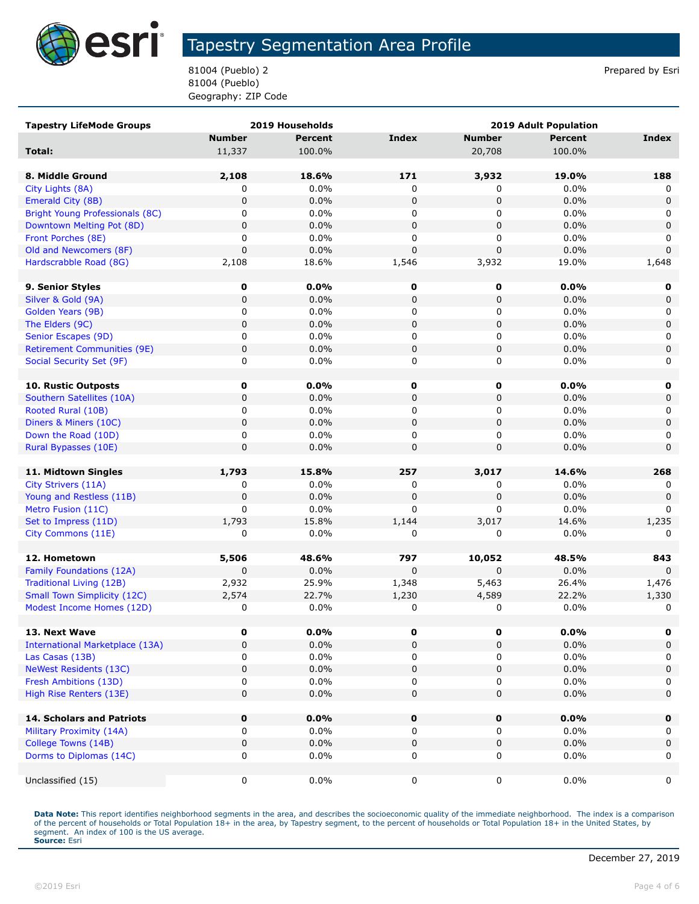# Tapestry Segmentation Area Profile

81004 (Pueblo) 2
81004 (Pueblo)
Geography: ZIP Code

Prepared by Esri

| Tapestry LifeMode Groups | 2019 Households | | | 2019 Adult Population | | |
|---|---|---|---|---|---|---|
| | Number | Percent | Index | Number | Percent | Index |
| **Total:** | 11,337 | 100.0% | | 20,708 | 100.0% | |
| | | | | | | |
| **8. Middle Ground** | **2,108** | **18.6%** | **171** | **3,932** | **19.0%** | **188** |
| City Lights (8A) | 0 | 0.0% | 0 | 0 | 0.0% | 0 |
| Emerald City (8B) | 0 | 0.0% | 0 | 0 | 0.0% | 0 |
| Bright Young Professionals (8C) | 0 | 0.0% | 0 | 0 | 0.0% | 0 |
| Downtown Melting Pot (8D) | 0 | 0.0% | 0 | 0 | 0.0% | 0 |
| Front Porches (8E) | 0 | 0.0% | 0 | 0 | 0.0% | 0 |
| Old and Newcomers (8F) | 0 | 0.0% | 0 | 0 | 0.0% | 0 |
| Hardscrabble Road (8G) | 2,108 | 18.6% | 1,546 | 3,932 | 19.0% | 1,648 |
| | | | | | | |
| **9. Senior Styles** | **0** | **0.0%** | **0** | **0** | **0.0%** | **0** |
| Silver & Gold (9A) | 0 | 0.0% | 0 | 0 | 0.0% | 0 |
| Golden Years (9B) | 0 | 0.0% | 0 | 0 | 0.0% | 0 |
| The Elders (9C) | 0 | 0.0% | 0 | 0 | 0.0% | 0 |
| Senior Escapes (9D) | 0 | 0.0% | 0 | 0 | 0.0% | 0 |
| Retirement Communities (9E) | 0 | 0.0% | 0 | 0 | 0.0% | 0 |
| Social Security Set (9F) | 0 | 0.0% | 0 | 0 | 0.0% | 0 |
| | | | | | | |
| **10. Rustic Outposts** | **0** | **0.0%** | **0** | **0** | **0.0%** | **0** |
| Southern Satellites (10A) | 0 | 0.0% | 0 | 0 | 0.0% | 0 |
| Rooted Rural (10B) | 0 | 0.0% | 0 | 0 | 0.0% | 0 |
| Diners & Miners (10C) | 0 | 0.0% | 0 | 0 | 0.0% | 0 |
| Down the Road (10D) | 0 | 0.0% | 0 | 0 | 0.0% | 0 |
| Rural Bypasses (10E) | 0 | 0.0% | 0 | 0 | 0.0% | 0 |
| | | | | | | |
| **11. Midtown Singles** | **1,793** | **15.8%** | **257** | **3,017** | **14.6%** | **268** |
| City Strivers (11A) | 0 | 0.0% | 0 | 0 | 0.0% | 0 |
| Young and Restless (11B) | 0 | 0.0% | 0 | 0 | 0.0% | 0 |
| Metro Fusion (11C) | 0 | 0.0% | 0 | 0 | 0.0% | 0 |
| Set to Impress (11D) | 1,793 | 15.8% | 1,144 | 3,017 | 14.6% | 1,235 |
| City Commons (11E) | 0 | 0.0% | 0 | 0 | 0.0% | 0 |
| | | | | | | |
| **12. Hometown** | **5,506** | **48.6%** | **797** | **10,052** | **48.5%** | **843** |
| Family Foundations (12A) | 0 | 0.0% | 0 | 0 | 0.0% | 0 |
| Traditional Living (12B) | 2,932 | 25.9% | 1,348 | 5,463 | 26.4% | 1,476 |
| Small Town Simplicity (12C) | 2,574 | 22.7% | 1,230 | 4,589 | 22.2% | 1,330 |
| Modest Income Homes (12D) | 0 | 0.0% | 0 | 0 | 0.0% | 0 |
| | | | | | | |
| **13. Next Wave** | **0** | **0.0%** | **0** | **0** | **0.0%** | **0** |
| International Marketplace (13A) | 0 | 0.0% | 0 | 0 | 0.0% | 0 |
| Las Casas (13B) | 0 | 0.0% | 0 | 0 | 0.0% | 0 |
| NeWest Residents (13C) | 0 | 0.0% | 0 | 0 | 0.0% | 0 |
| Fresh Ambitions (13D) | 0 | 0.0% | 0 | 0 | 0.0% | 0 |
| High Rise Renters (13E) | 0 | 0.0% | 0 | 0 | 0.0% | 0 |
| | | | | | | |
| **14. Scholars and Patriots** | **0** | **0.0%** | **0** | **0** | **0.0%** | **0** |
| Military Proximity (14A) | 0 | 0.0% | 0 | 0 | 0.0% | 0 |
| College Towns (14B) | 0 | 0.0% | 0 | 0 | 0.0% | 0 |
| Dorms to Diplomas (14C) | 0 | 0.0% | 0 | 0 | 0.0% | 0 |
| | | | | | | |
| Unclassified (15) | 0 | 0.0% | 0 | 0 | 0.0% | 0 |

**Data Note:** This report identifies neighborhood segments in the area, and describes the socioeconomic quality of the immediate neighborhood. The index is a comparison of the percent of households or Total Population 18+ in the area, by Tapestry segment, to the percent of households or Total Population 18+ in the United States, by segment. An index of 100 is the US average.
**Source:** Esri

December 27, 2019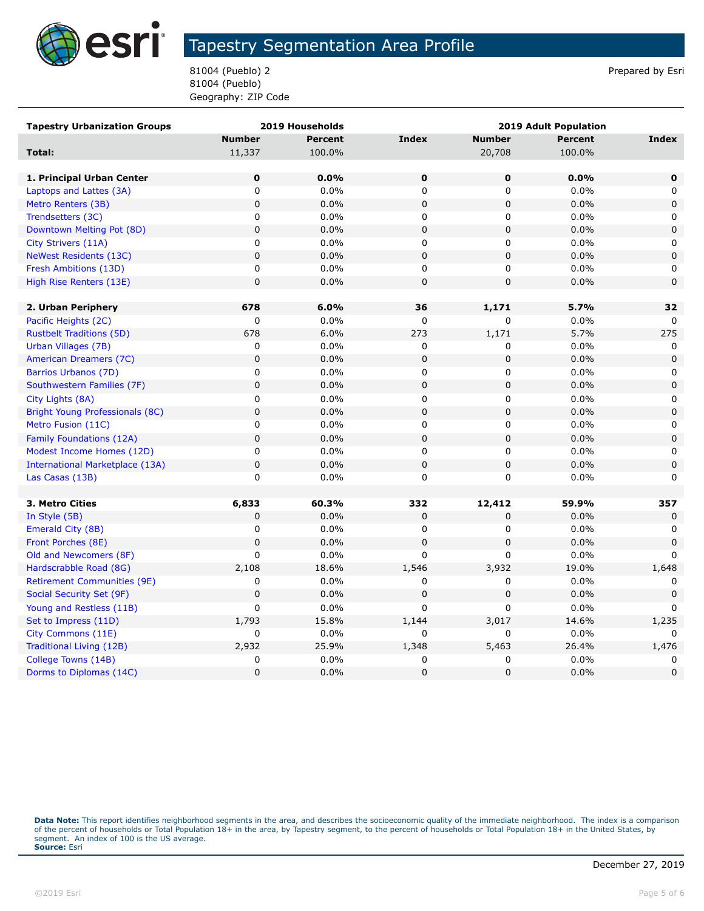# Tapestry Segmentation Area Profile

81004 (Pueblo) 2
81004 (Pueblo)
Geography: ZIP Code

Prepared by Esri

| Tapestry Urbanization Groups | 2019 Households | | | 2019 Adult Population | | |
|---|---|---|---|---|---|---|
| | Number | Percent | Index | Number | Percent | Index |
| **Total:** | 11,337 | 100.0% | | 20,708 | 100.0% | |
| | | | | | | |
| **1. Principal Urban Center** | **0** | **0.0%** | **0** | **0** | **0.0%** | **0** |
| Laptops and Lattes (3A) | 0 | 0.0% | 0 | 0 | 0.0% | 0 |
| Metro Renters (3B) | 0 | 0.0% | 0 | 0 | 0.0% | 0 |
| Trendsetters (3C) | 0 | 0.0% | 0 | 0 | 0.0% | 0 |
| Downtown Melting Pot (8D) | 0 | 0.0% | 0 | 0 | 0.0% | 0 |
| City Strivers (11A) | 0 | 0.0% | 0 | 0 | 0.0% | 0 |
| NeWest Residents (13C) | 0 | 0.0% | 0 | 0 | 0.0% | 0 |
| Fresh Ambitions (13D) | 0 | 0.0% | 0 | 0 | 0.0% | 0 |
| High Rise Renters (13E) | 0 | 0.0% | 0 | 0 | 0.0% | 0 |
| | | | | | | |
| **2. Urban Periphery** | **678** | **6.0%** | **36** | **1,171** | **5.7%** | **32** |
| Pacific Heights (2C) | 0 | 0.0% | 0 | 0 | 0.0% | 0 |
| Rustbelt Traditions (5D) | 678 | 6.0% | 273 | 1,171 | 5.7% | 275 |
| Urban Villages (7B) | 0 | 0.0% | 0 | 0 | 0.0% | 0 |
| American Dreamers (7C) | 0 | 0.0% | 0 | 0 | 0.0% | 0 |
| Barrios Urbanos (7D) | 0 | 0.0% | 0 | 0 | 0.0% | 0 |
| Southwestern Families (7F) | 0 | 0.0% | 0 | 0 | 0.0% | 0 |
| City Lights (8A) | 0 | 0.0% | 0 | 0 | 0.0% | 0 |
| Bright Young Professionals (8C) | 0 | 0.0% | 0 | 0 | 0.0% | 0 |
| Metro Fusion (11C) | 0 | 0.0% | 0 | 0 | 0.0% | 0 |
| Family Foundations (12A) | 0 | 0.0% | 0 | 0 | 0.0% | 0 |
| Modest Income Homes (12D) | 0 | 0.0% | 0 | 0 | 0.0% | 0 |
| International Marketplace (13A) | 0 | 0.0% | 0 | 0 | 0.0% | 0 |
| Las Casas (13B) | 0 | 0.0% | 0 | 0 | 0.0% | 0 |
| | | | | | | |
| **3. Metro Cities** | **6,833** | **60.3%** | **332** | **12,412** | **59.9%** | **357** |
| In Style (5B) | 0 | 0.0% | 0 | 0 | 0.0% | 0 |
| Emerald City (8B) | 0 | 0.0% | 0 | 0 | 0.0% | 0 |
| Front Porches (8E) | 0 | 0.0% | 0 | 0 | 0.0% | 0 |
| Old and Newcomers (8F) | 0 | 0.0% | 0 | 0 | 0.0% | 0 |
| Hardscrabble Road (8G) | 2,108 | 18.6% | 1,546 | 3,932 | 19.0% | 1,648 |
| Retirement Communities (9E) | 0 | 0.0% | 0 | 0 | 0.0% | 0 |
| Social Security Set (9F) | 0 | 0.0% | 0 | 0 | 0.0% | 0 |
| Young and Restless (11B) | 0 | 0.0% | 0 | 0 | 0.0% | 0 |
| Set to Impress (11D) | 1,793 | 15.8% | 1,144 | 3,017 | 14.6% | 1,235 |
| City Commons (11E) | 0 | 0.0% | 0 | 0 | 0.0% | 0 |
| Traditional Living (12B) | 2,932 | 25.9% | 1,348 | 5,463 | 26.4% | 1,476 |
| College Towns (14B) | 0 | 0.0% | 0 | 0 | 0.0% | 0 |
| Dorms to Diplomas (14C) | 0 | 0.0% | 0 | 0 | 0.0% | 0 |

**Data Note:** This report identifies neighborhood segments in the area, and describes the socioeconomic quality of the immediate neighborhood. The index is a comparison of the percent of households or Total Population 18+ in the area, by Tapestry segment, to the percent of households or Total Population 18+ in the United States, by segment. An index of 100 is the US average.
**Source:** Esri

December 27, 2019

©2019 Esri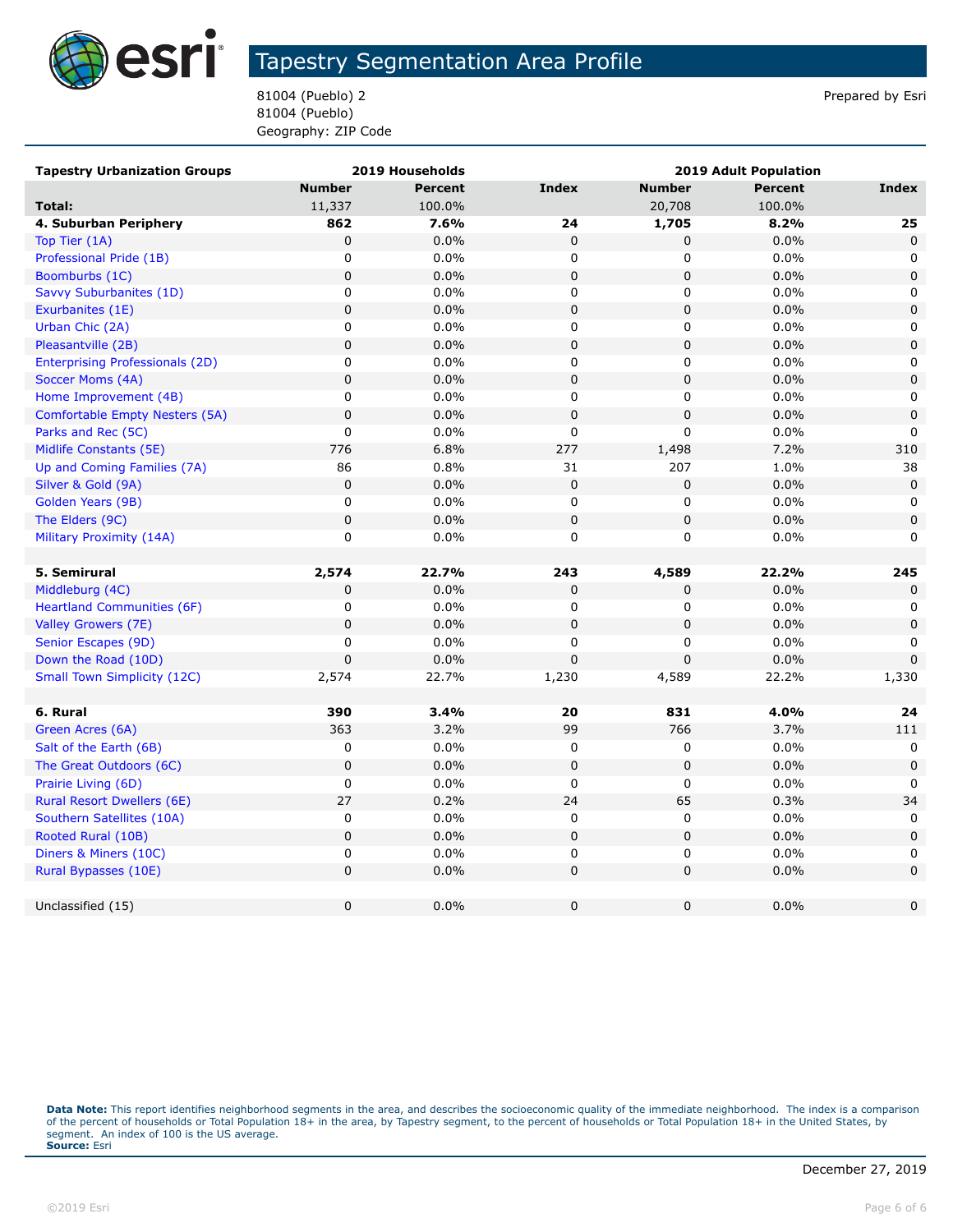# Tapestry Segmentation Area Profile

81004 (Pueblo) 2
81004 (Pueblo)
Geography: ZIP Code

Prepared by Esri

| Tapestry Urbanization Groups | 2019 Households | | | 2019 Adult Population | | |
|---|---|---|---|---|---|---|
| | Number | Percent | Index | Number | Percent | Index |
| **Total:** | 11,337 | 100.0% | | 20,708 | 100.0% | |
| **4. Suburban Periphery** | **862** | **7.6%** | **24** | **1,705** | **8.2%** | **25** |
| Top Tier (1A) | 0 | 0.0% | 0 | 0 | 0.0% | 0 |
| Professional Pride (1B) | 0 | 0.0% | 0 | 0 | 0.0% | 0 |
| Boomburbs (1C) | 0 | 0.0% | 0 | 0 | 0.0% | 0 |
| Savvy Suburbanites (1D) | 0 | 0.0% | 0 | 0 | 0.0% | 0 |
| Exurbanites (1E) | 0 | 0.0% | 0 | 0 | 0.0% | 0 |
| Urban Chic (2A) | 0 | 0.0% | 0 | 0 | 0.0% | 0 |
| Pleasantville (2B) | 0 | 0.0% | 0 | 0 | 0.0% | 0 |
| Enterprising Professionals (2D) | 0 | 0.0% | 0 | 0 | 0.0% | 0 |
| Soccer Moms (4A) | 0 | 0.0% | 0 | 0 | 0.0% | 0 |
| Home Improvement (4B) | 0 | 0.0% | 0 | 0 | 0.0% | 0 |
| Comfortable Empty Nesters (5A) | 0 | 0.0% | 0 | 0 | 0.0% | 0 |
| Parks and Rec (5C) | 0 | 0.0% | 0 | 0 | 0.0% | 0 |
| Midlife Constants (5E) | 776 | 6.8% | 277 | 1,498 | 7.2% | 310 |
| Up and Coming Families (7A) | 86 | 0.8% | 31 | 207 | 1.0% | 38 |
| Silver & Gold (9A) | 0 | 0.0% | 0 | 0 | 0.0% | 0 |
| Golden Years (9B) | 0 | 0.0% | 0 | 0 | 0.0% | 0 |
| The Elders (9C) | 0 | 0.0% | 0 | 0 | 0.0% | 0 |
| Military Proximity (14A) | 0 | 0.0% | 0 | 0 | 0.0% | 0 |
| | | | | | | |
| **5. Semirural** | **2,574** | **22.7%** | **243** | **4,589** | **22.2%** | **245** |
| Middleburg (4C) | 0 | 0.0% | 0 | 0 | 0.0% | 0 |
| Heartland Communities (6F) | 0 | 0.0% | 0 | 0 | 0.0% | 0 |
| Valley Growers (7E) | 0 | 0.0% | 0 | 0 | 0.0% | 0 |
| Senior Escapes (9D) | 0 | 0.0% | 0 | 0 | 0.0% | 0 |
| Down the Road (10D) | 0 | 0.0% | 0 | 0 | 0.0% | 0 |
| Small Town Simplicity (12C) | 2,574 | 22.7% | 1,230 | 4,589 | 22.2% | 1,330 |
| | | | | | | |
| **6. Rural** | **390** | **3.4%** | **20** | **831** | **4.0%** | **24** |
| Green Acres (6A) | 363 | 3.2% | 99 | 766 | 3.7% | 111 |
| Salt of the Earth (6B) | 0 | 0.0% | 0 | 0 | 0.0% | 0 |
| The Great Outdoors (6C) | 0 | 0.0% | 0 | 0 | 0.0% | 0 |
| Prairie Living (6D) | 0 | 0.0% | 0 | 0 | 0.0% | 0 |
| Rural Resort Dwellers (6E) | 27 | 0.2% | 24 | 65 | 0.3% | 34 |
| Southern Satellites (10A) | 0 | 0.0% | 0 | 0 | 0.0% | 0 |
| Rooted Rural (10B) | 0 | 0.0% | 0 | 0 | 0.0% | 0 |
| Diners & Miners (10C) | 0 | 0.0% | 0 | 0 | 0.0% | 0 |
| Rural Bypasses (10E) | 0 | 0.0% | 0 | 0 | 0.0% | 0 |
| | | | | | | |
| Unclassified (15) | 0 | 0.0% | 0 | 0 | 0.0% | 0 |

**Data Note:** This report identifies neighborhood segments in the area, and describes the socioeconomic quality of the immediate neighborhood. The index is a comparison of the percent of households or Total Population 18+ in the area, by Tapestry segment, to the percent of households or Total Population 18+ in the United States, by segment. An index of 100 is the US average.
**Source:** Esri

December 27, 2019

©2019 Esri